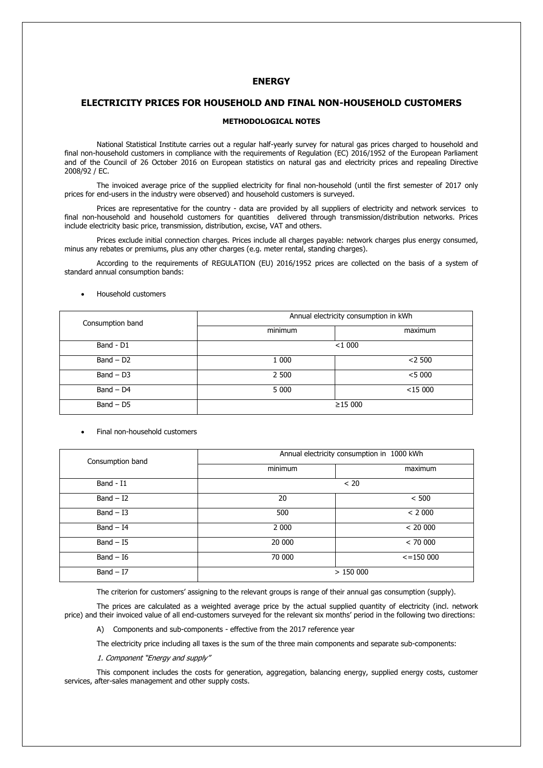# ENERGY

## ELECTRICITY PRICES FOR HOUSEHOLD AND FINAL NON-HOUSEHOLD CUSTOMERS

### METHODOLOGICAL NOTES

National Statistical Institute carries out a regular half-yearly survey for natural gas prices charged to household and final non-household customers in compliance with the requirements of Regulation (EC) 2016/1952 of the European Parliament and of the Council of 26 October 2016 on European statistics on natural gas and electricity prices and repealing Directive 2008/92 / EC.

The invoiced average price of the supplied electricity for final non-household (until the first semester of 2017 only prices for end-users in the industry were observed) and household customers is surveyed.

Prices are representative for the country - data are provided by all suppliers of electricity and network services to final non-household and household customers for quantities delivered through transmission/distribution networks. Prices include electricity basic price, transmission, distribution, excise, VAT and others.

Prices exclude initial connection charges. Prices include all charges payable: network charges plus energy consumed, minus any rebates or premiums, plus any other charges (e.g. meter rental, standing charges).

According to the requirements of REGULATION (EU) 2016/1952 prices are collected on the basis of a system of standard annual consumption bands:

- Household customers

| Consumption band | Annual electricity consumption in kWh | |
|---|---|---|
| | minimum | maximum |
| Band - D1 | <1 000 | |
| Band – D2 | 1 000 | <2 500 |
| Band – D3 | 2 500 | <5 000 |
| Band – D4 | 5 000 | <15 000 |
| Band – D5 | ≥15 000 | |

- Final non-household customers

| Consumption band | Annual electricity consumption in 1000 kWh | |
|---|---|---|
| | minimum | maximum |
| Band - I1 | < 20 | |
| Band – I2 | 20 | < 500 |
| Band – I3 | 500 | < 2 000 |
| Band – I4 | 2 000 | < 20 000 |
| Band – I5 | 20 000 | < 70 000 |
| Band – I6 | 70 000 | <=150 000 |
| Band – I7 | > 150 000 | |

The criterion for customers' assigning to the relevant groups is range of their annual gas consumption (supply).

The prices are calculated as a weighted average price by the actual supplied quantity of electricity (incl. network price) and their invoiced value of all end-customers surveyed for the relevant six months' period in the following two directions:

A) Components and sub-components - effective from the 2017 reference year

The electricity price including all taxes is the sum of the three main components and separate sub-components:

*1. Component "Energy and supply"*

This component includes the costs for generation, aggregation, balancing energy, supplied energy costs, customer services, after-sales management and other supply costs.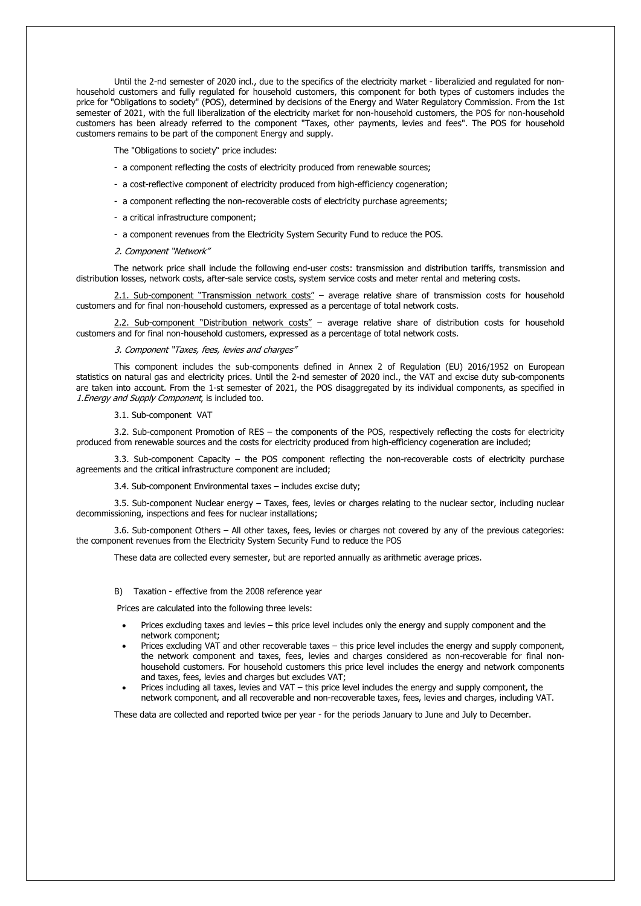Until the 2-nd semester of 2020 incl., due to the specifics of the electricity market - liberalizied and regulated for non-household customers and fully regulated for household customers, this component for both types of customers includes the price for "Obligations to society" (POS), determined by decisions of the Energy and Water Regulatory Commission. From the 1st semester of 2021, with the full liberalization of the electricity market for non-household customers, the POS for non-household customers has been already referred to the component "Taxes, other payments, levies and fees". The POS for household customers remains to be part of the component Energy and supply.

The "Obligations to society" price includes:

- a component reflecting the costs of electricity produced from renewable sources;
- a cost-reflective component of electricity produced from high-efficiency cogeneration;
- a component reflecting the non-recoverable costs of electricity purchase agreements;
- a critical infrastructure component;
- a component revenues from the Electricity System Security Fund to reduce the POS.

*2. Component "Network"*

The network price shall include the following end-user costs: transmission and distribution tariffs, transmission and distribution losses, network costs, after-sale service costs, system service costs and meter rental and metering costs.

<u>2.1. Sub-component "Transmission network costs"</u> – average relative share of transmission costs for household customers and for final non-household customers, expressed as a percentage of total network costs.

<u>2.2. Sub-component "Distribution network costs"</u> – average relative share of distribution costs for household customers and for final non-household customers, expressed as a percentage of total network costs.

*3. Component "Taxes, fees, levies and charges"*

This component includes the sub-components defined in Annex 2 of Regulation (EU) 2016/1952 on European statistics on natural gas and electricity prices. Until the 2-nd semester of 2020 incl., the VAT and excise duty sub-components are taken into account. From the 1-st semester of 2021, the POS disaggregated by its individual components, as specified in *1.Energy and Supply Component*, is included too.

3.1. Sub-component VAT

3.2. Sub-component Promotion of RES – the components of the POS, respectively reflecting the costs for electricity produced from renewable sources and the costs for electricity produced from high-efficiency cogeneration are included;

3.3. Sub-component Capacity – the POS component reflecting the non-recoverable costs of electricity purchase agreements and the critical infrastructure component are included;

3.4. Sub-component Environmental taxes – includes excise duty;

3.5. Sub-component Nuclear energy – Taxes, fees, levies or charges relating to the nuclear sector, including nuclear decommissioning, inspections and fees for nuclear installations;

3.6. Sub-component Others – All other taxes, fees, levies or charges not covered by any of the previous categories: the component revenues from the Electricity System Security Fund to reduce the POS

These data are collected every semester, but are reported annually as arithmetic average prices.

B) Taxation - effective from the 2008 reference year

Prices are calculated into the following three levels:

- Prices excluding taxes and levies – this price level includes only the energy and supply component and the network component;
- Prices excluding VAT and other recoverable taxes – this price level includes the energy and supply component, the network component and taxes, fees, levies and charges considered as non-recoverable for final non-household customers. For household customers this price level includes the energy and network components and taxes, fees, levies and charges but excludes VAT;
- Prices including all taxes, levies and VAT – this price level includes the energy and supply component, the network component, and all recoverable and non-recoverable taxes, fees, levies and charges, including VAT.

These data are collected and reported twice per year - for the periods January to June and July to December.